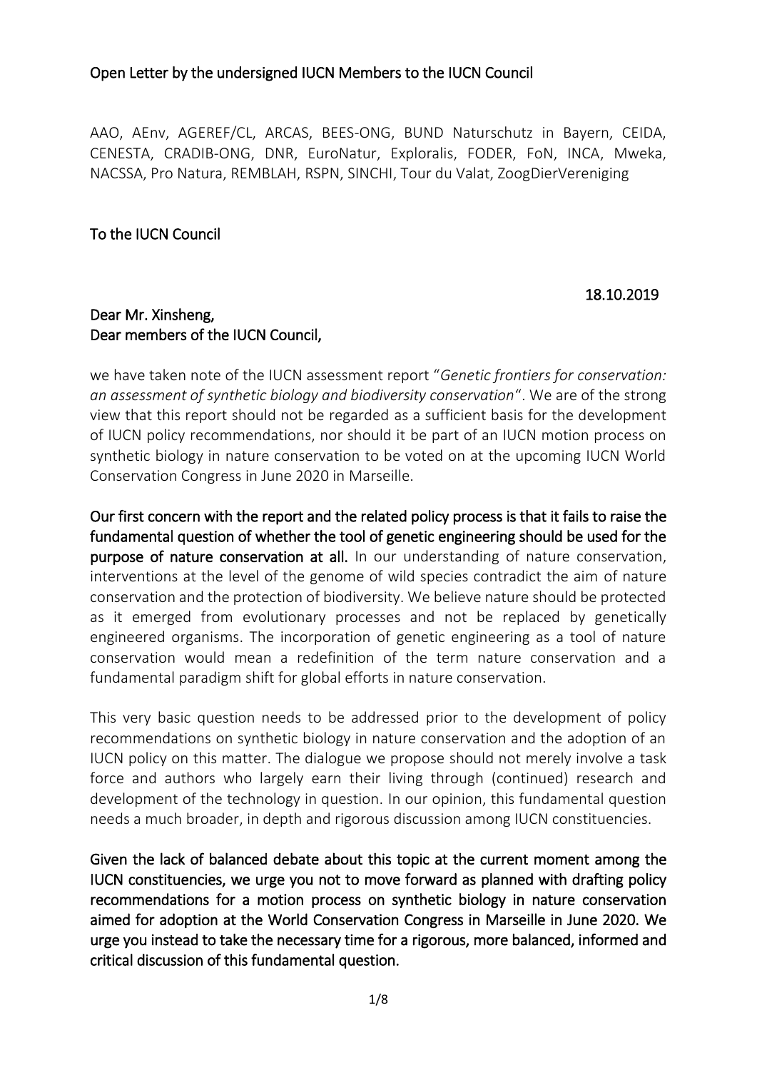Open Letter by the undersigned IUCN Members to the IUCN Council

AAO, AEnv, AGEREF/CL, ARCAS, BEES-ONG, BUND Naturschutz in Bayern, CEIDA, CENESTA, CRADIB-ONG, DNR, EuroNatur, Exploralis, FODER, FoN, INCA, Mweka, NACSSA, Pro Natura, REMBLAH, RSPN, SINCHI, Tour du Valat, ZoogDierVereniging

To the IUCN Council

18.10.2019

Dear Mr. Xinsheng,
Dear members of the IUCN Council,

we have taken note of the IUCN assessment report "*Genetic frontiers for conservation: an assessment of synthetic biology and biodiversity conservation*". We are of the strong view that this report should not be regarded as a sufficient basis for the development of IUCN policy recommendations, nor should it be part of an IUCN motion process on synthetic biology in nature conservation to be voted on at the upcoming IUCN World Conservation Congress in June 2020 in Marseille.

**Our first concern with the report and the related policy process is that it fails to raise the fundamental question of whether the tool of genetic engineering should be used for the purpose of nature conservation at all.** In our understanding of nature conservation, interventions at the level of the genome of wild species contradict the aim of nature conservation and the protection of biodiversity. We believe nature should be protected as it emerged from evolutionary processes and not be replaced by genetically engineered organisms. The incorporation of genetic engineering as a tool of nature conservation would mean a redefinition of the term nature conservation and a fundamental paradigm shift for global efforts in nature conservation.

This very basic question needs to be addressed prior to the development of policy recommendations on synthetic biology in nature conservation and the adoption of an IUCN policy on this matter. The dialogue we propose should not merely involve a task force and authors who largely earn their living through (continued) research and development of the technology in question. In our opinion, this fundamental question needs a much broader, in depth and rigorous discussion among IUCN constituencies.

**Given the lack of balanced debate about this topic at the current moment among the IUCN constituencies, we urge you not to move forward as planned with drafting policy recommendations for a motion process on synthetic biology in nature conservation aimed for adoption at the World Conservation Congress in Marseille in June 2020. We urge you instead to take the necessary time for a rigorous, more balanced, informed and critical discussion of this fundamental question.**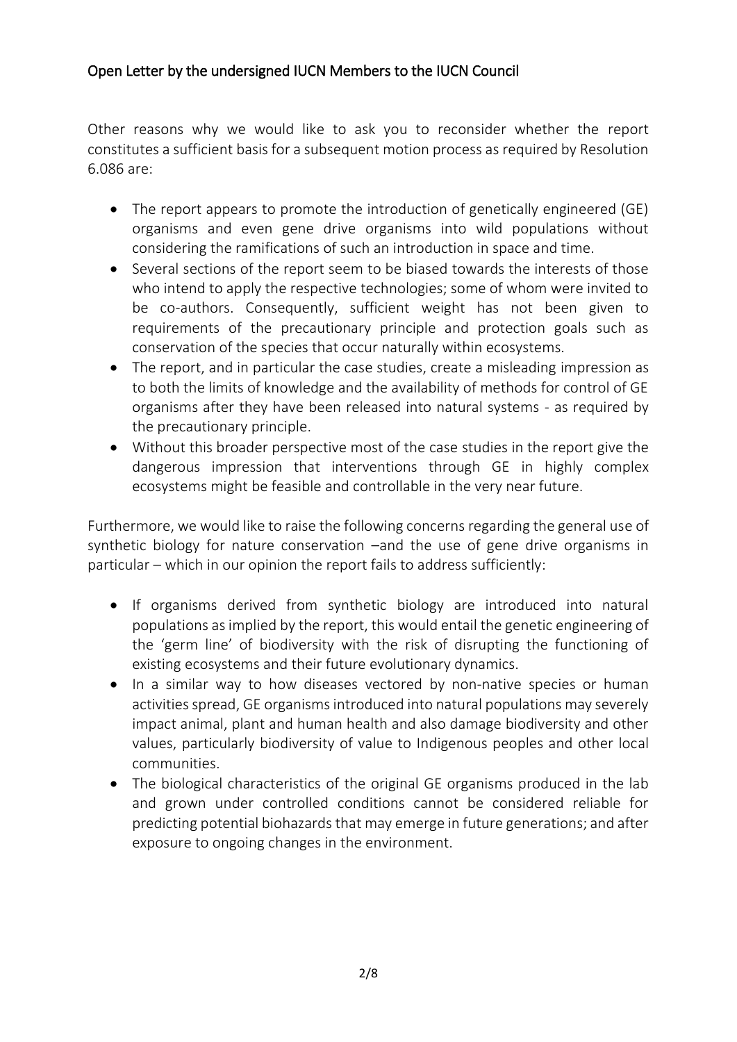Open Letter by the undersigned IUCN Members to the IUCN Council

Other reasons why we would like to ask you to reconsider whether the report constitutes a sufficient basis for a subsequent motion process as required by Resolution 6.086 are:

- The report appears to promote the introduction of genetically engineered (GE) organisms and even gene drive organisms into wild populations without considering the ramifications of such an introduction in space and time.
- Several sections of the report seem to be biased towards the interests of those who intend to apply the respective technologies; some of whom were invited to be co-authors. Consequently, sufficient weight has not been given to requirements of the precautionary principle and protection goals such as conservation of the species that occur naturally within ecosystems.
- The report, and in particular the case studies, create a misleading impression as to both the limits of knowledge and the availability of methods for control of GE organisms after they have been released into natural systems - as required by the precautionary principle.
- Without this broader perspective most of the case studies in the report give the dangerous impression that interventions through GE in highly complex ecosystems might be feasible and controllable in the very near future.

Furthermore, we would like to raise the following concerns regarding the general use of synthetic biology for nature conservation –and the use of gene drive organisms in particular – which in our opinion the report fails to address sufficiently:

- If organisms derived from synthetic biology are introduced into natural populations as implied by the report, this would entail the genetic engineering of the 'germ line' of biodiversity with the risk of disrupting the functioning of existing ecosystems and their future evolutionary dynamics.
- In a similar way to how diseases vectored by non-native species or human activities spread, GE organisms introduced into natural populations may severely impact animal, plant and human health and also damage biodiversity and other values, particularly biodiversity of value to Indigenous peoples and other local communities.
- The biological characteristics of the original GE organisms produced in the lab and grown under controlled conditions cannot be considered reliable for predicting potential biohazards that may emerge in future generations; and after exposure to ongoing changes in the environment.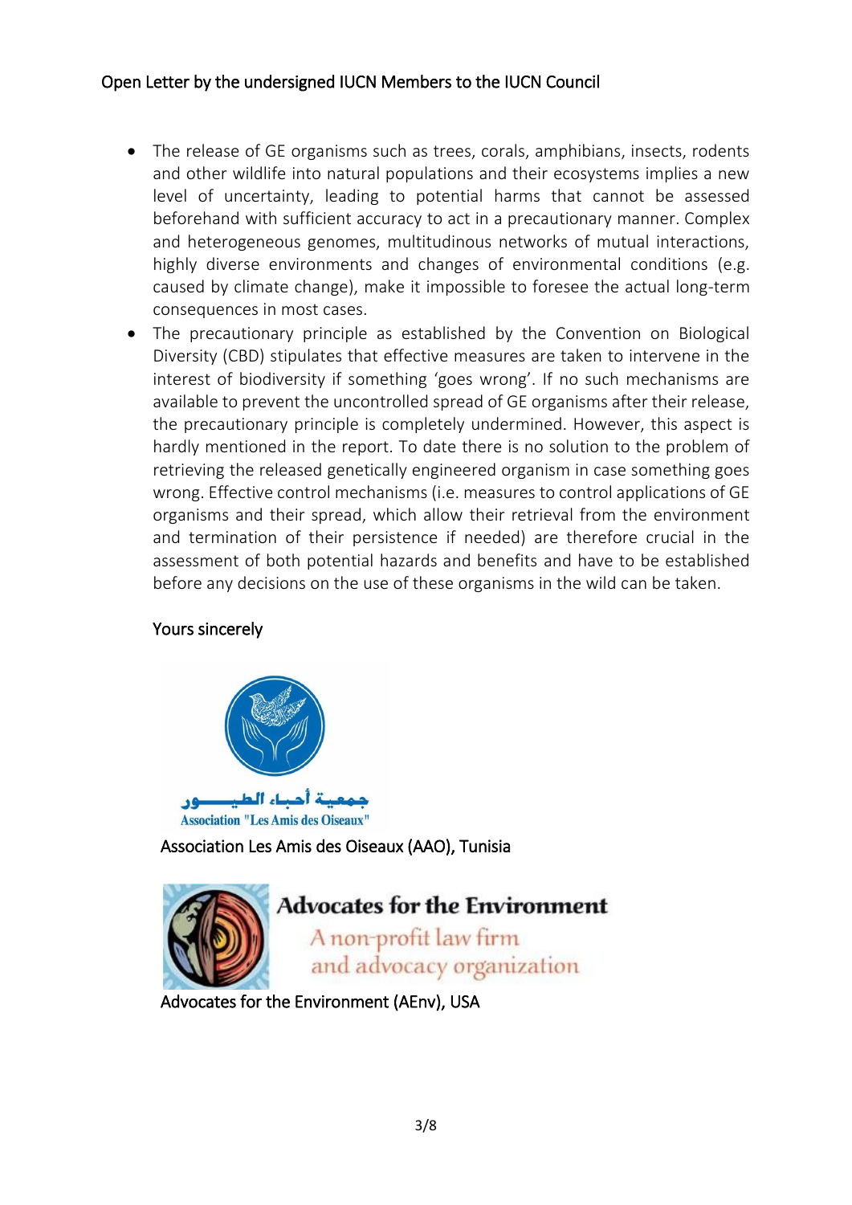- The release of GE organisms such as trees, corals, amphibians, insects, rodents and other wildlife into natural populations and their ecosystems implies a new level of uncertainty, leading to potential harms that cannot be assessed beforehand with sufficient accuracy to act in a precautionary manner. Complex and heterogeneous genomes, multitudinous networks of mutual interactions, highly diverse environments and changes of environmental conditions (e.g. caused by climate change), make it impossible to foresee the actual long-term consequences in most cases.
- The precautionary principle as established by the Convention on Biological Diversity (CBD) stipulates that effective measures are taken to intervene in the interest of biodiversity if something 'goes wrong'. If no such mechanisms are available to prevent the uncontrolled spread of GE organisms after their release, the precautionary principle is completely undermined. However, this aspect is hardly mentioned in the report. To date there is no solution to the problem of retrieving the released genetically engineered organism in case something goes wrong. Effective control mechanisms (i.e. measures to control applications of GE organisms and their spread, which allow their retrieval from the environment and termination of their persistence if needed) are therefore crucial in the assessment of both potential hazards and benefits and have to be established before any decisions on the use of these organisms in the wild can be taken.

Yours sincerely

جمعية أحباء الطيور
Association "Les Amis des Oiseaux"

Association Les Amis des Oiseaux (AAO), Tunisia

Advocates for the Environment
A non-profit law firm and advocacy organization

Advocates for the Environment (AEnv), USA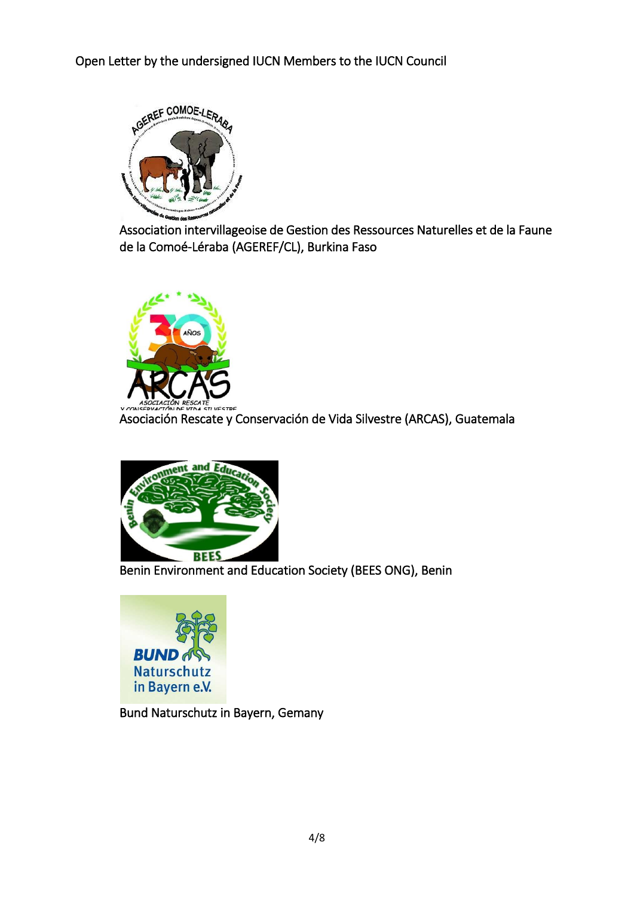Open Letter by the undersigned IUCN Members to the IUCN Council

Association intervillageoise de Gestion des Ressources Naturelles et de la Faune de la Comoé-Léraba (AGEREF/CL), Burkina Faso

Asociación Rescate y Conservación de Vida Silvestre (ARCAS), Guatemala

Benin Environment and Education Society (BEES ONG), Benin

Bund Naturschutz in Bayern, Gemany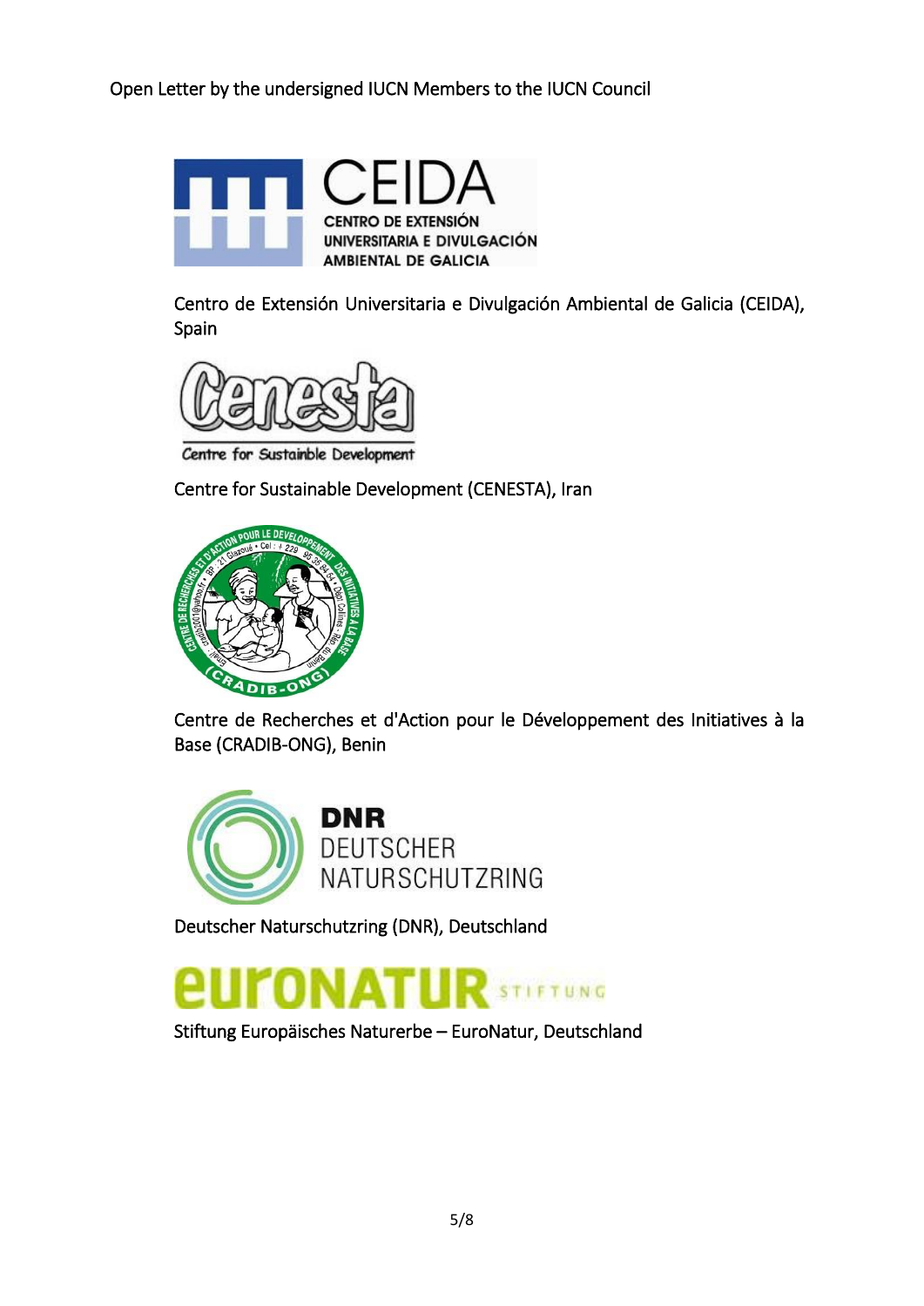Open Letter by the undersigned IUCN Members to the IUCN Council

Centro de Extensión Universitaria e Divulgación Ambiental de Galicia (CEIDA), Spain

Centre for Sustainable Development (CENESTA), Iran

Centre de Recherches et d'Action pour le Développement des Initiatives à la Base (CRADIB-ONG), Benin

Deutscher Naturschutzring (DNR), Deutschland

Stiftung Europäisches Naturerbe – EuroNatur, Deutschland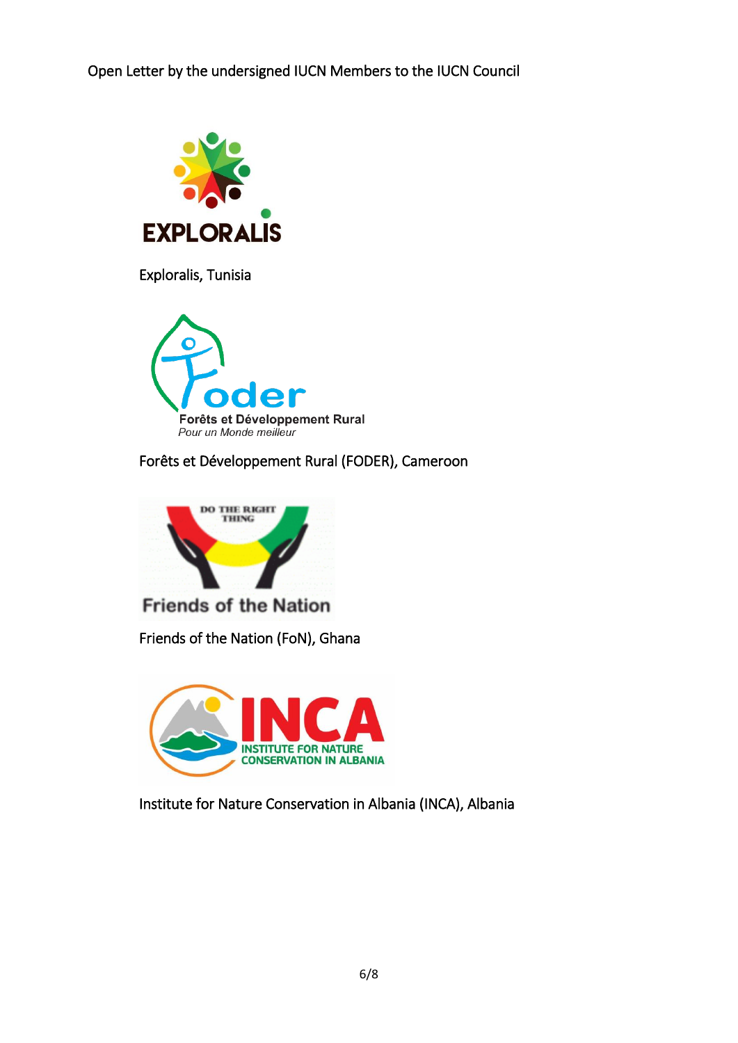Open Letter by the undersigned IUCN Members to the IUCN Council

Exploralis, Tunisia

Forêts et Développement Rural (FODER), Cameroon

Friends of the Nation (FoN), Ghana

Institute for Nature Conservation in Albania (INCA), Albania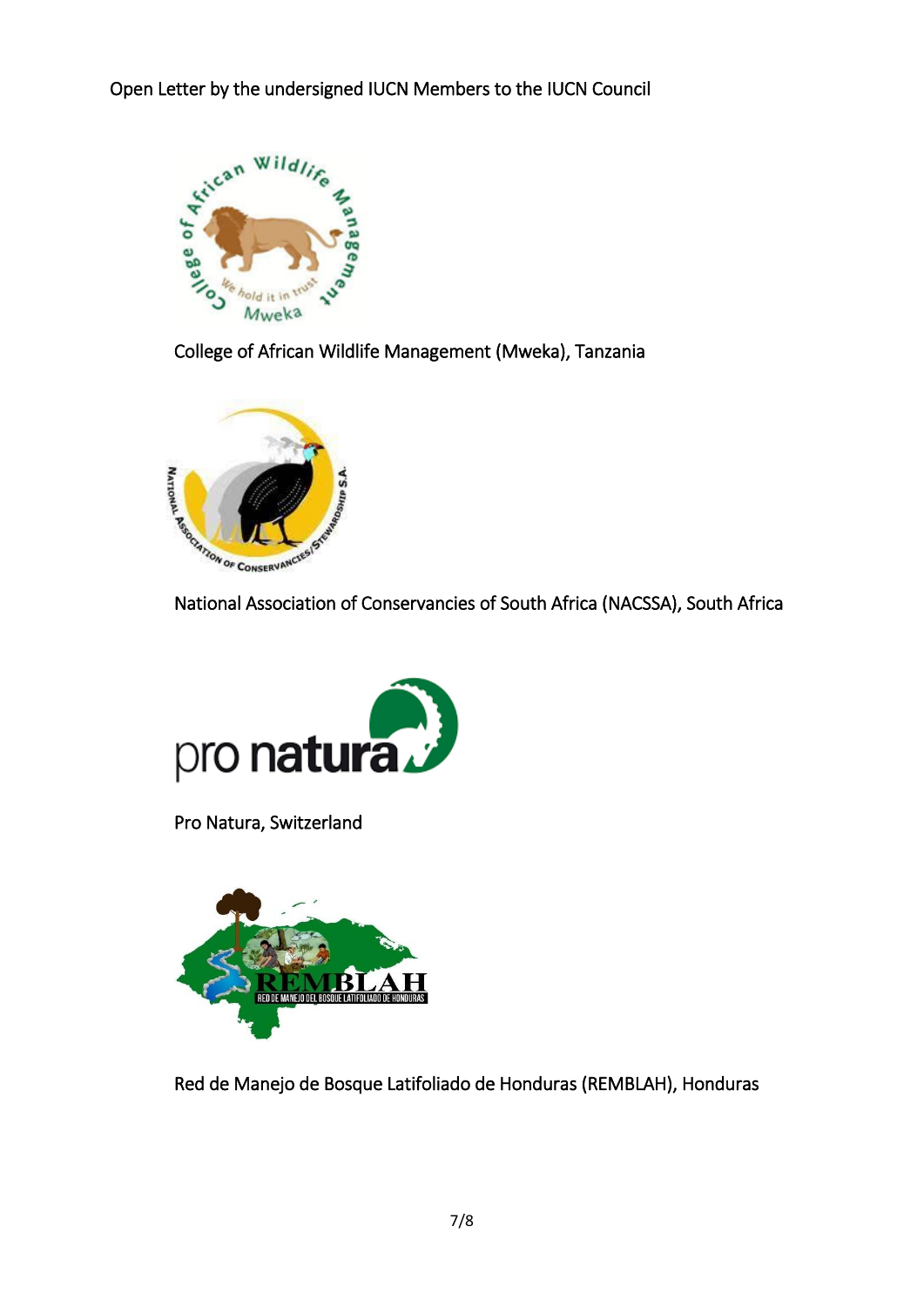Open Letter by the undersigned IUCN Members to the IUCN Council

College of African Wildlife Management (Mweka), Tanzania

National Association of Conservancies of South Africa (NACSSA), South Africa

Pro Natura, Switzerland

Red de Manejo de Bosque Latifoliado de Honduras (REMBLAH), Honduras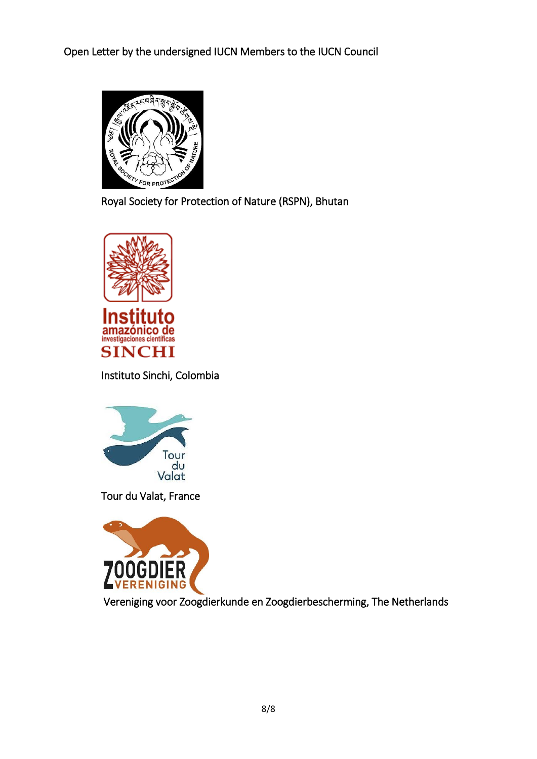Open Letter by the undersigned IUCN Members to the IUCN Council

Royal Society for Protection of Nature (RSPN), Bhutan

Instituto Sinchi, Colombia

Tour du Valat, France

Vereniging voor Zoogdierkunde en Zoogdierbescherming, The Netherlands